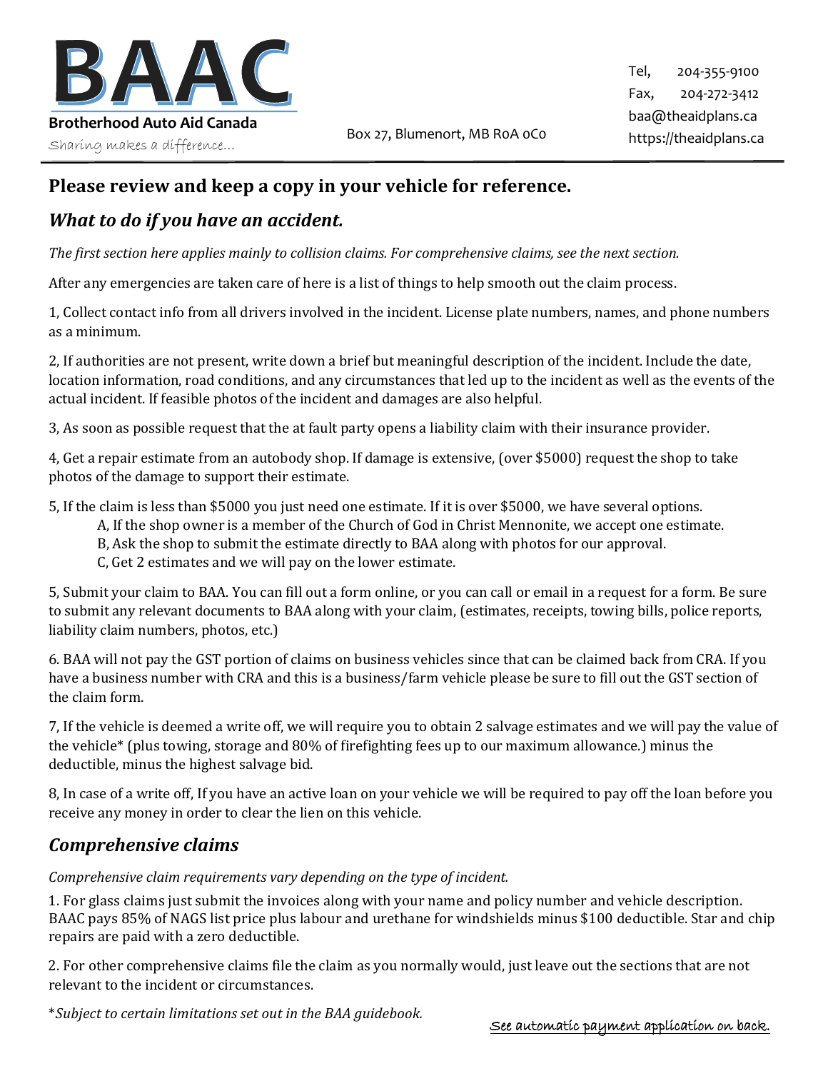# BAAC

**Brotherhood Auto Aid Canada**

Sharing makes a difference...

Box 27, Blumenort, MB R0A 0C0

Tel, 204-355-9100
Fax, 204-272-3412
baa@theaidplans.ca
https://theaidplans.ca

## Please review and keep a copy in your vehicle for reference.

### *What to do if you have an accident.*

*The first section here applies mainly to collision claims. For comprehensive claims, see the next section.*

After any emergencies are taken care of here is a list of things to help smooth out the claim process.

1, Collect contact info from all drivers involved in the incident. License plate numbers, names, and phone numbers as a minimum.

2, If authorities are not present, write down a brief but meaningful description of the incident. Include the date, location information, road conditions, and any circumstances that led up to the incident as well as the events of the actual incident. If feasible photos of the incident and damages are also helpful.

3, As soon as possible request that the at fault party opens a liability claim with their insurance provider.

4, Get a repair estimate from an autobody shop. If damage is extensive, (over $5000) request the shop to take photos of the damage to support their estimate.

5, If the claim is less than $5000 you just need one estimate. If it is over $5000, we have several options.
A, If the shop owner is a member of the Church of God in Christ Mennonite, we accept one estimate.
B, Ask the shop to submit the estimate directly to BAA along with photos for our approval.
C, Get 2 estimates and we will pay on the lower estimate.

5, Submit your claim to BAA. You can fill out a form online, or you can call or email in a request for a form. Be sure to submit any relevant documents to BAA along with your claim, (estimates, receipts, towing bills, police reports, liability claim numbers, photos, etc.)

6. BAA will not pay the GST portion of claims on business vehicles since that can be claimed back from CRA. If you have a business number with CRA and this is a business/farm vehicle please be sure to fill out the GST section of the claim form.

7, If the vehicle is deemed a write off, we will require you to obtain 2 salvage estimates and we will pay the value of the vehicle* (plus towing, storage and 80% of firefighting fees up to our maximum allowance.) minus the deductible, minus the highest salvage bid.

8, In case of a write off, If you have an active loan on your vehicle we will be required to pay off the loan before you receive any money in order to clear the lien on this vehicle.

### *Comprehensive claims*

*Comprehensive claim requirements vary depending on the type of incident.*

1. For glass claims just submit the invoices along with your name and policy number and vehicle description. BAAC pays 85% of NAGS list price plus labour and urethane for windshields minus $100 deductible. Star and chip repairs are paid with a zero deductible.

2. For other comprehensive claims file the claim as you normally would, just leave out the sections that are not relevant to the incident or circumstances.

\**Subject to certain limitations set out in the BAA guidebook.*

See automatic payment application on back.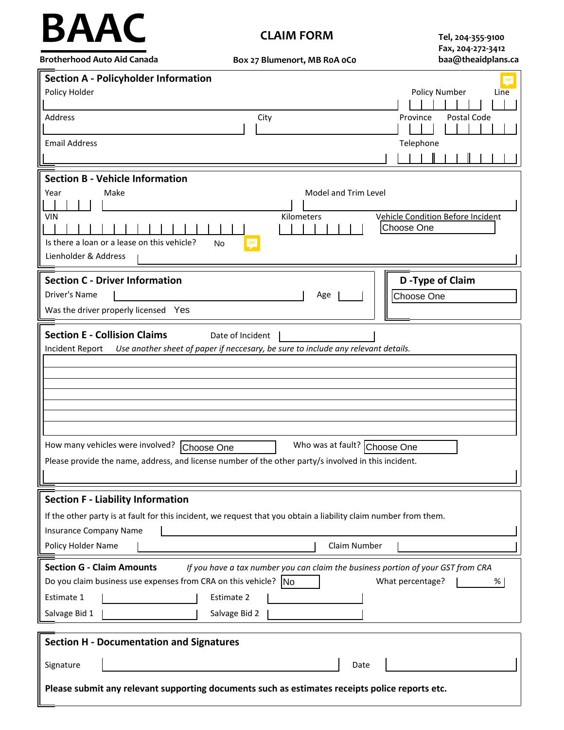# BAAC

Brotherhood Auto Aid Canada

## CLAIM FORM

Box 27 Blumenort, MB R0A 0C0

Tel, 204-355-9100
Fax, 204-272-3412
baa@theaidplans.ca

## Section A - Policyholder Information

Policy Holder | Policy Number | Line

Address | City | Province | Postal Code

Email Address | Telephone

## Section B - Vehicle Information

Year | Make | Model and Trim Level

VIN | Kilometers | Vehicle Condition Before Incident: Choose One

Is there a loan or a lease on this vehicle? No

Lienholder & Address

## Section C - Driver Information

Driver's Name | Age

Was the driver properly licensed: Yes

## D -Type of Claim

Choose One

## Section E - Collision Claims

Date of Incident

Incident Report *Use another sheet of paper if neccesary, be sure to include any relevant details.*

How many vehicles were involved? Choose One | Who was at fault? Choose One

Please provide the name, address, and license number of the other party/s involved in this incident.

## Section F - Liability Information

If the other party is at fault for this incident, we request that you obtain a liability claim number from them.

Insurance Company Name

Policy Holder Name | Claim Number

## Section G - Claim Amounts

*If you have a tax number you can claim the business portion of your GST from CRA*

Do you claim business use expenses from CRA on this vehicle? No | What percentage? %

Estimate 1 | Estimate 2

Salvage Bid 1 | Salvage Bid 2

## Section H - Documentation and Signatures

Signature | Date

**Please submit any relevant supporting documents such as estimates receipts police reports etc.**